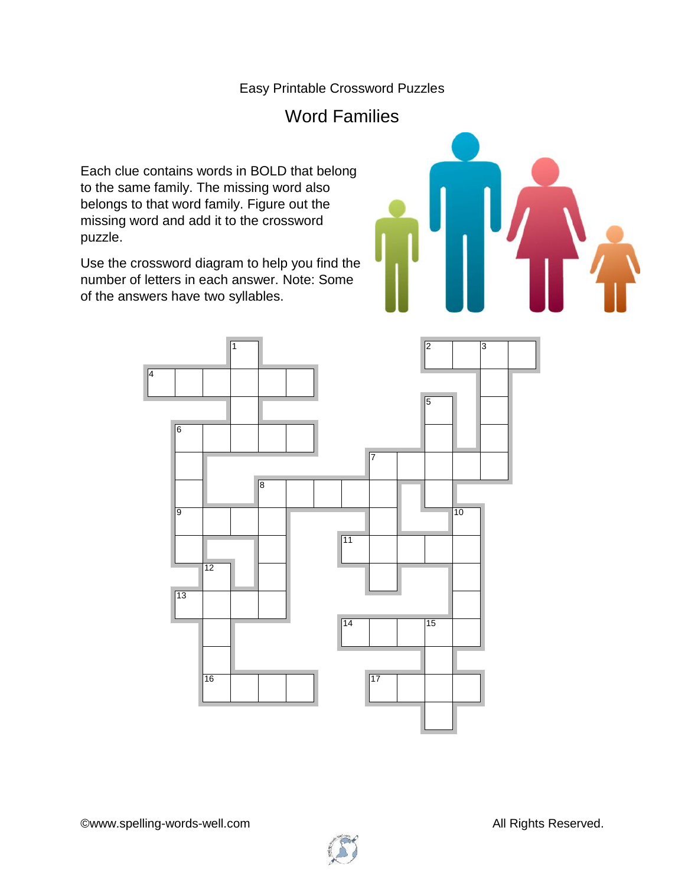Easy Printable Crossword Puzzles

# Word Families

Each clue contains words in BOLD that belong to the same family. The missing word also belongs to that word family. Figure out the missing word and add it to the crossword puzzle.

Use the crossword diagram to help you find the number of letters in each answer. Note: Some of the answers have two syllables.

©www.spelling-words-well.com

All Rights Reserved.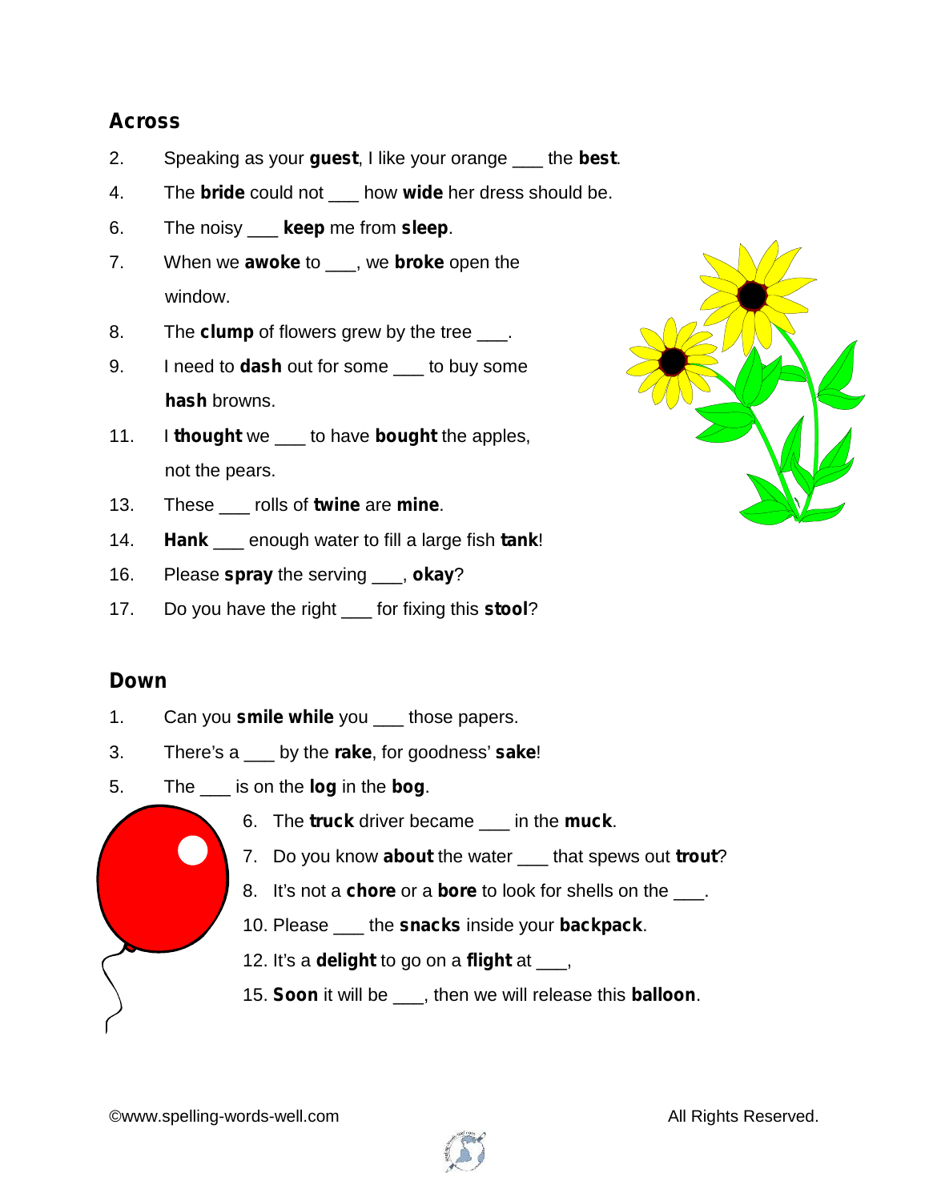## Across

2. Speaking as your **guest**, I like your orange ___ the **best**.
4. The **bride** could not ___ how **wide** her dress should be.
6. The noisy ___ **keep** me from **sleep**.
7. When we **awoke** to ___, we **broke** open the window.
8. The **clump** of flowers grew by the tree ___.
9. I need to **dash** out for some ___ to buy some **hash** browns.
11. I **thought** we ___ to have **bought** the apples, not the pears.
13. These ___ rolls of **twine** are **mine**.
14. **Hank** ___ enough water to fill a large fish **tank**!
16. Please **spray** the serving ___, **okay**?
17. Do you have the right ___ for fixing this **stool**?

## Down

1. Can you **smile while** you ___ those papers.
3. There's a ___ by the **rake**, for goodness' **sake**!
5. The ___ is on the **log** in the **bog**.
6. The **truck** driver became ___ in the **muck**.
7. Do you know **about** the water ___ that spews out **trout**?
8. It's not a **chore** or a **bore** to look for shells on the ___.
10. Please ___ the **snacks** inside your **backpack**.
12. It's a **delight** to go on a **flight** at ___,
15. **Soon** it will be ___, then we will release this **balloon**.

©www.spelling-words-well.com All Rights Reserved.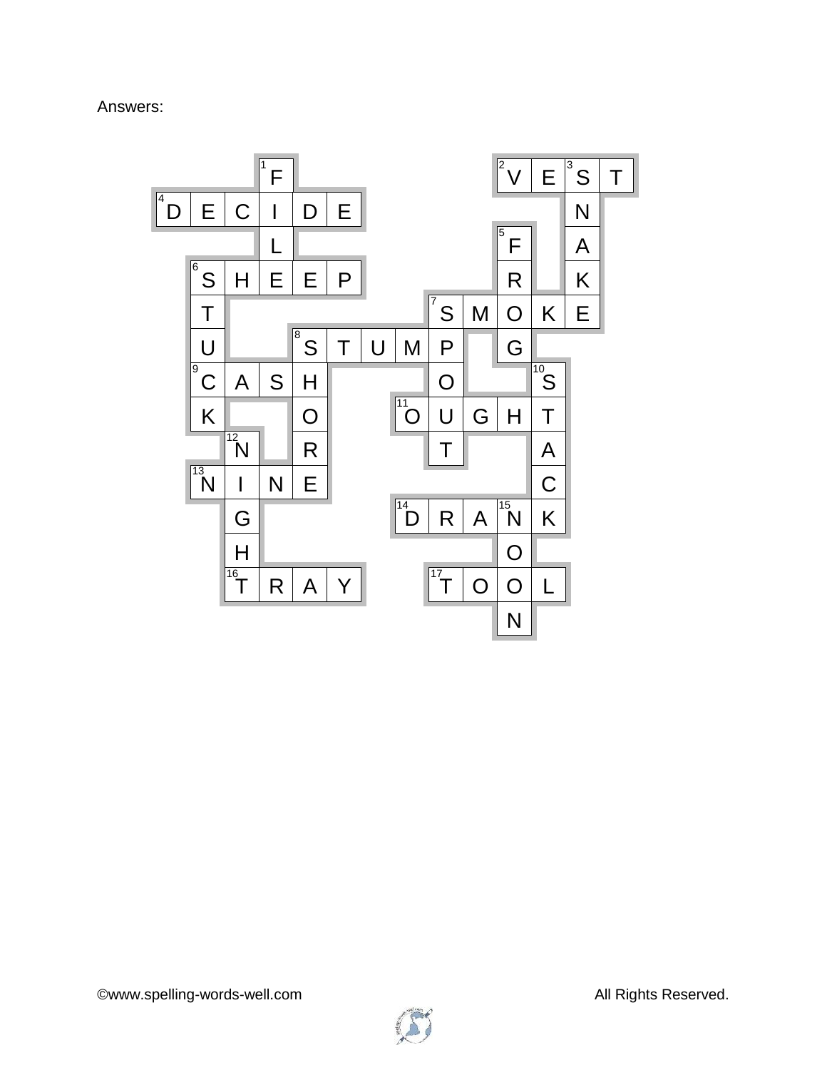Answers:

| | | | | | | | | | | | | | |
|---|---|---|---|---|---|---|---|---|---|---|---|---|---|
| | | | 1 F | | | | | | | 2 V | E | 3 S | T |
| 4 D | E | C | I | D | E | | | | | | | N | |
| | | | L | | | | | | | 5 F | | A | |
| | 6 S | H | E | E | P | | | | | R | | K | |
| | T | | | | | | | 7 S | M | O | K | E | |
| | U | | | 8 S | T | U | M | P | | G | | | |
| | 9 C | A | S | H | | | | O | | | 10 S | | |
| | K | | | O | | | 11 O | U | G | H | T | | |
| | | 12 N | | R | | | | T | | | A | | |
| | 13 N | I | N | E | | | | | | | C | | |
| | | G | | | | | 14 D | R | A | 15 N | K | | |
| | | H | | | | | | | | O | | | |
| | | 16 T | R | A | Y | | | 17 T | O | O | L | | |
| | | | | | | | | | | N | | | |

©www.spelling-words-well.com All Rights Reserved.